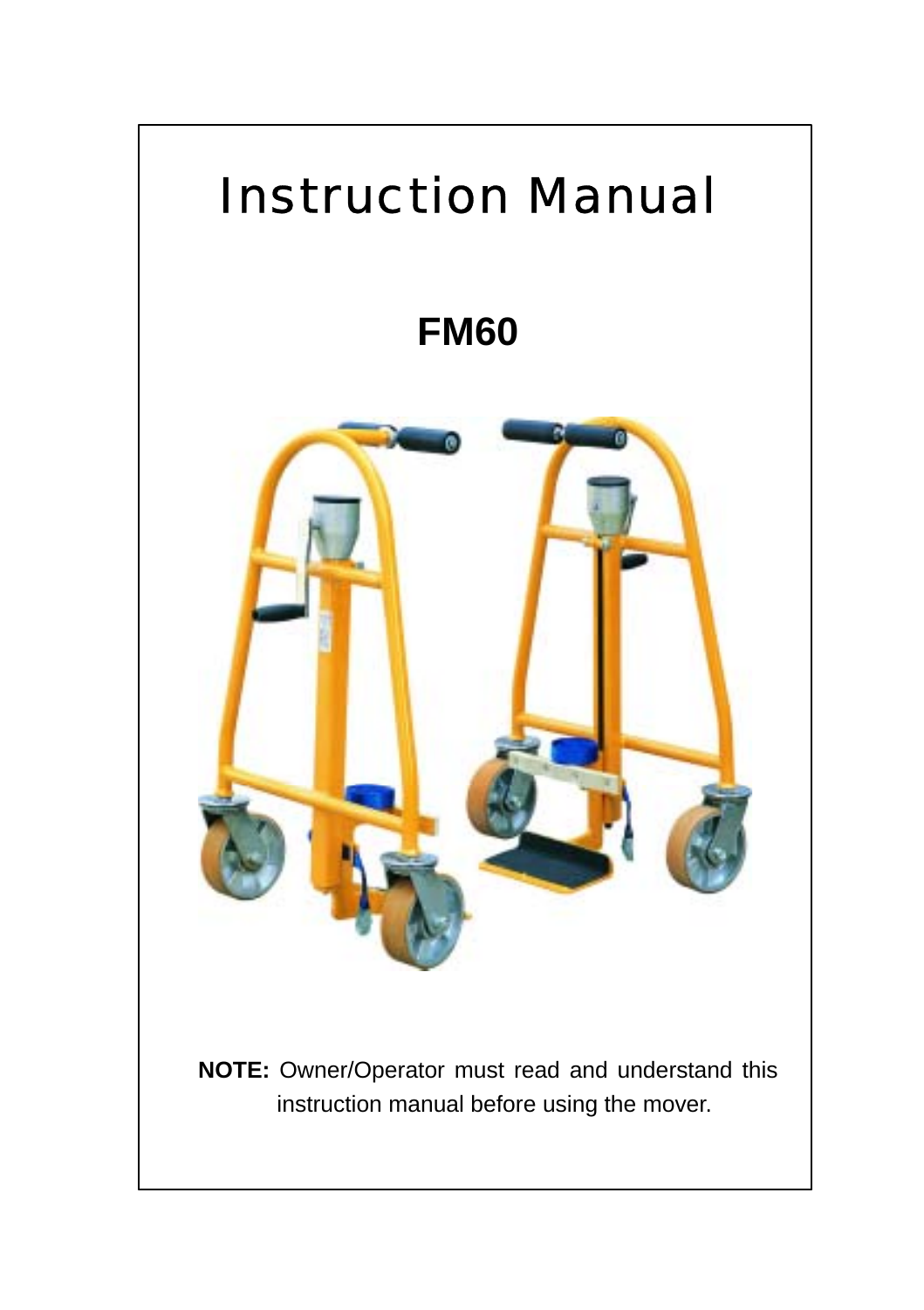# Instruction Manual

## FM60

**NOTE:** Owner/Operator must read and understand this instruction manual before using the mover.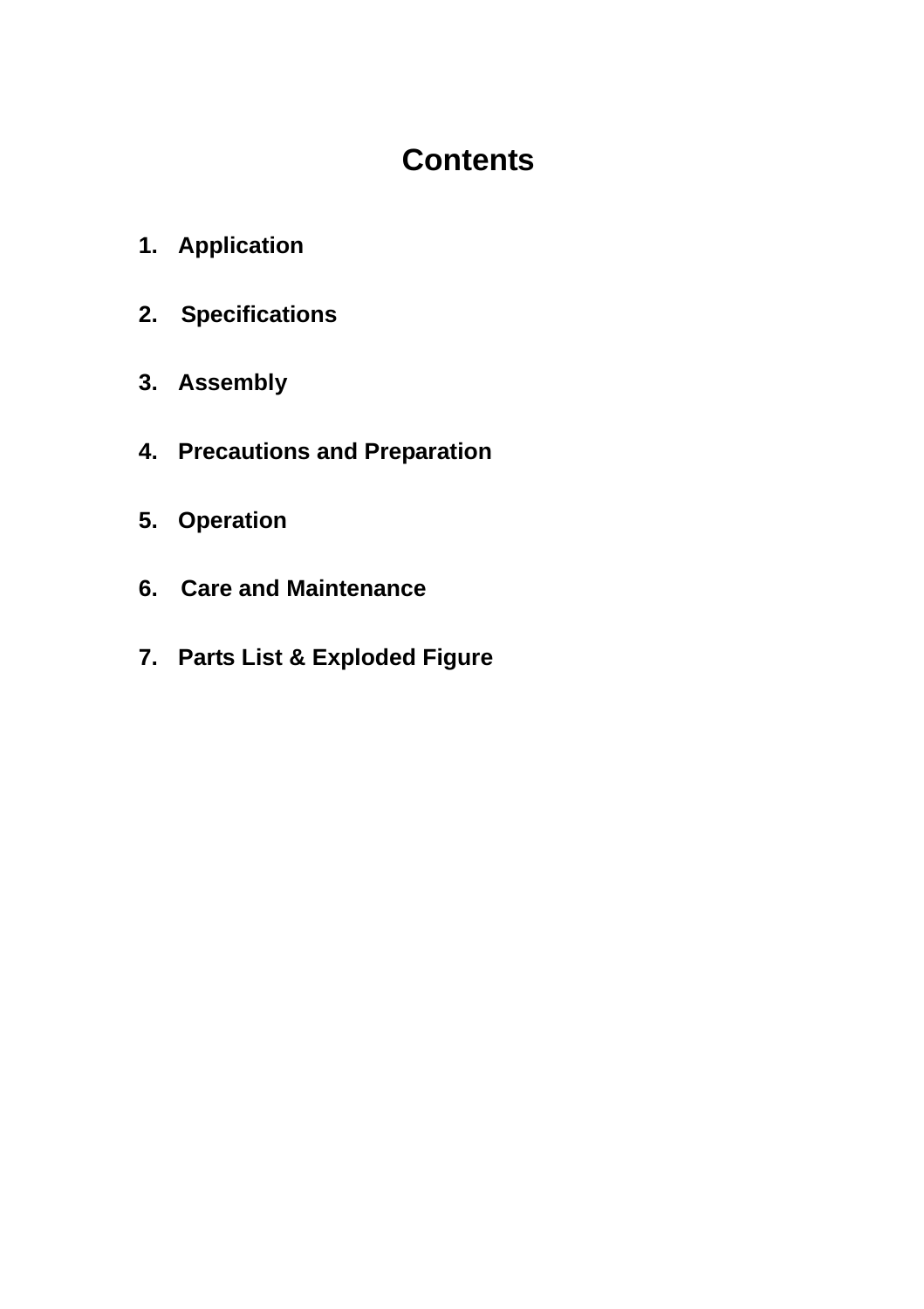# Contents

1. **Application**
2. **Specifications**
3. **Assembly**
4. **Precautions and Preparation**
5. **Operation**
6. **Care and Maintenance**
7. **Parts List & Exploded Figure**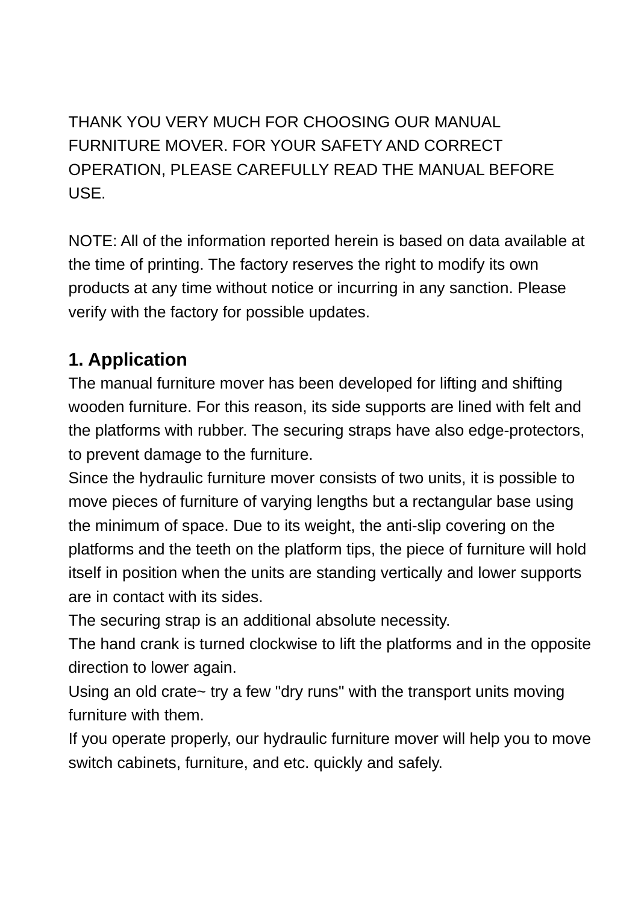THANK YOU VERY MUCH FOR CHOOSING OUR MANUAL FURNITURE MOVER. FOR YOUR SAFETY AND CORRECT OPERATION, PLEASE CAREFULLY READ THE MANUAL BEFORE USE.

NOTE: All of the information reported herein is based on data available at the time of printing. The factory reserves the right to modify its own products at any time without notice or incurring in any sanction. Please verify with the factory for possible updates.

## 1. Application

The manual furniture mover has been developed for lifting and shifting wooden furniture. For this reason, its side supports are lined with felt and the platforms with rubber. The securing straps have also edge-protectors, to prevent damage to the furniture.

Since the hydraulic furniture mover consists of two units, it is possible to move pieces of furniture of varying lengths but a rectangular base using the minimum of space. Due to its weight, the anti-slip covering on the platforms and the teeth on the platform tips, the piece of furniture will hold itself in position when the units are standing vertically and lower supports are in contact with its sides.

The securing strap is an additional absolute necessity.

The hand crank is turned clockwise to lift the platforms and in the opposite direction to lower again.

Using an old crate~ try a few "dry runs" with the transport units moving furniture with them.

If you operate properly, our hydraulic furniture mover will help you to move switch cabinets, furniture, and etc. quickly and safely.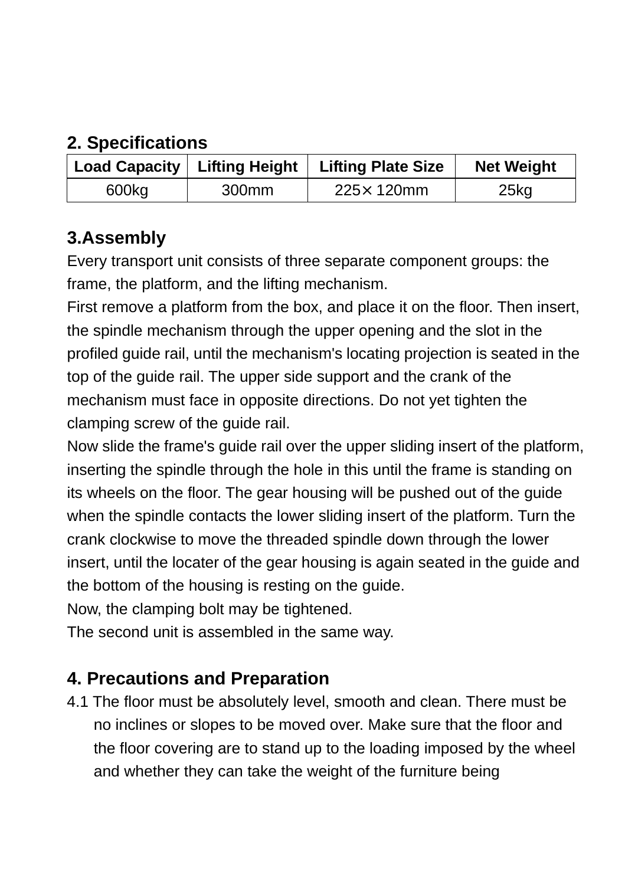## 2. Specifications

| Load Capacity | Lifting Height | Lifting Plate Size | Net Weight |
| --- | --- | --- | --- |
| 600kg | 300mm | 225× 120mm | 25kg |

## 3.Assembly

Every transport unit consists of three separate component groups: the frame, the platform, and the lifting mechanism.

First remove a platform from the box, and place it on the floor. Then insert, the spindle mechanism through the upper opening and the slot in the profiled guide rail, until the mechanism's locating projection is seated in the top of the guide rail. The upper side support and the crank of the mechanism must face in opposite directions. Do not yet tighten the clamping screw of the guide rail.

Now slide the frame's guide rail over the upper sliding insert of the platform, inserting the spindle through the hole in this until the frame is standing on its wheels on the floor. The gear housing will be pushed out of the guide when the spindle contacts the lower sliding insert of the platform. Turn the crank clockwise to move the threaded spindle down through the lower insert, until the locater of the gear housing is again seated in the guide and the bottom of the housing is resting on the guide.

Now, the clamping bolt may be tightened.

The second unit is assembled in the same way.

## 4. Precautions and Preparation

4.1 The floor must be absolutely level, smooth and clean. There must be no inclines or slopes to be moved over. Make sure that the floor and the floor covering are to stand up to the loading imposed by the wheel and whether they can take the weight of the furniture being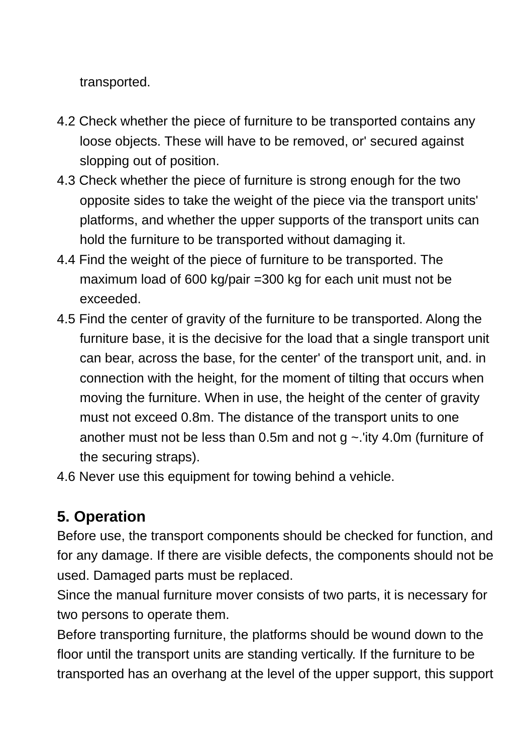transported.

4.2 Check whether the piece of furniture to be transported contains any loose objects. These will have to be removed, or' secured against slopping out of position.

4.3 Check whether the piece of furniture is strong enough for the two opposite sides to take the weight of the piece via the transport units' platforms, and whether the upper supports of the transport units can hold the furniture to be transported without damaging it.

4.4 Find the weight of the piece of furniture to be transported. The maximum load of 600 kg/pair =300 kg for each unit must not be exceeded.

4.5 Find the center of gravity of the furniture to be transported. Along the furniture base, it is the decisive for the load that a single transport unit can bear, across the base, for the center' of the transport unit, and. in connection with the height, for the moment of tilting that occurs when moving the furniture. When in use, the height of the center of gravity must not exceed 0.8m. The distance of the transport units to one another must not be less than 0.5m and not g ~.'ity 4.0m (furniture of the securing straps).

4.6 Never use this equipment for towing behind a vehicle.

## 5. Operation

Before use, the transport components should be checked for function, and for any damage. If there are visible defects, the components should not be used. Damaged parts must be replaced.

Since the manual furniture mover consists of two parts, it is necessary for two persons to operate them.

Before transporting furniture, the platforms should be wound down to the floor until the transport units are standing vertically. If the furniture to be transported has an overhang at the level of the upper support, this support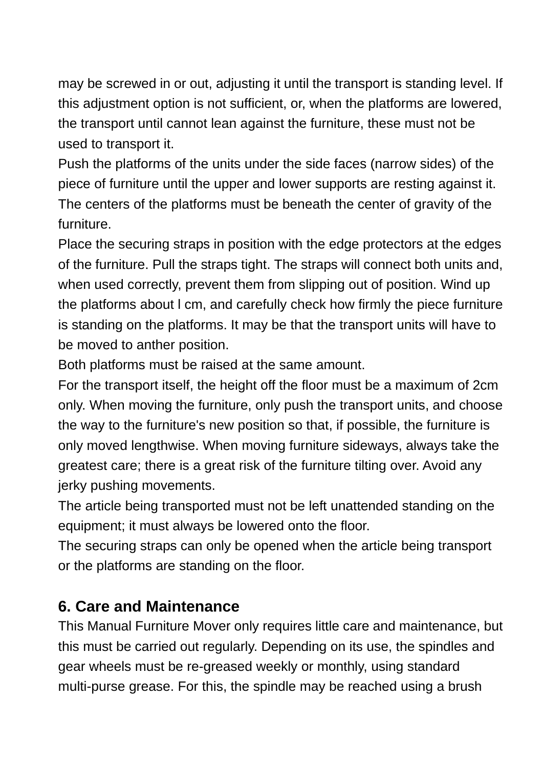may be screwed in or out, adjusting it until the transport is standing level. If this adjustment option is not sufficient, or, when the platforms are lowered, the transport until cannot lean against the furniture, these must not be used to transport it.

Push the platforms of the units under the side faces (narrow sides) of the piece of furniture until the upper and lower supports are resting against it. The centers of the platforms must be beneath the center of gravity of the furniture.

Place the securing straps in position with the edge protectors at the edges of the furniture. Pull the straps tight. The straps will connect both units and, when used correctly, prevent them from slipping out of position. Wind up the platforms about l cm, and carefully check how firmly the piece furniture is standing on the platforms. It may be that the transport units will have to be moved to anther position.

Both platforms must be raised at the same amount.

For the transport itself, the height off the floor must be a maximum of 2cm only. When moving the furniture, only push the transport units, and choose the way to the furniture's new position so that, if possible, the furniture is only moved lengthwise. When moving furniture sideways, always take the greatest care; there is a great risk of the furniture tilting over. Avoid any jerky pushing movements.

The article being transported must not be left unattended standing on the equipment; it must always be lowered onto the floor.

The securing straps can only be opened when the article being transport or the platforms are standing on the floor.

## 6. Care and Maintenance

This Manual Furniture Mover only requires little care and maintenance, but this must be carried out regularly. Depending on its use, the spindles and gear wheels must be re-greased weekly or monthly, using standard multi-purse grease. For this, the spindle may be reached using a brush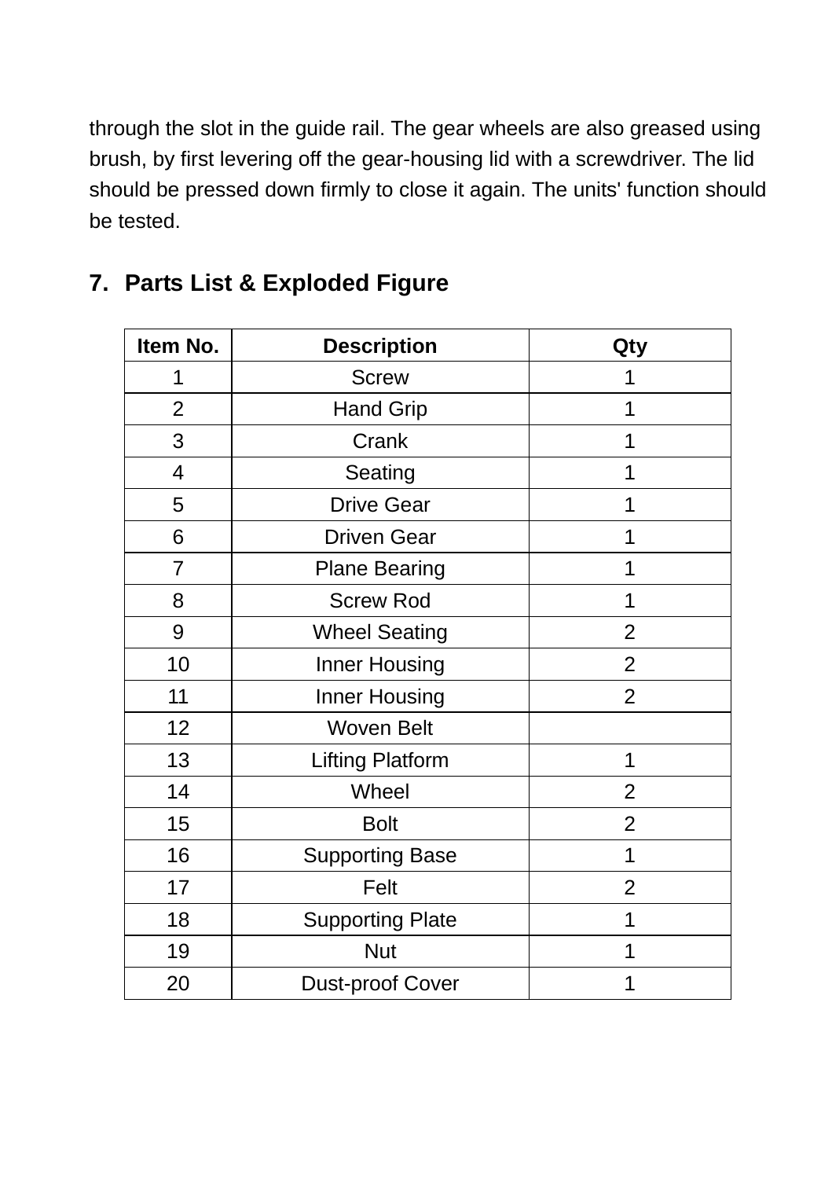through the slot in the guide rail. The gear wheels are also greased using brush, by first levering off the gear-housing lid with a screwdriver. The lid should be pressed down firmly to close it again. The units' function should be tested.

## 7. Parts List & Exploded Figure

| Item No. | Description | Qty |
|---|---|---|
| 1 | Screw | 1 |
| 2 | Hand Grip | 1 |
| 3 | Crank | 1 |
| 4 | Seating | 1 |
| 5 | Drive Gear | 1 |
| 6 | Driven Gear | 1 |
| 7 | Plane Bearing | 1 |
| 8 | Screw Rod | 1 |
| 9 | Wheel Seating | 2 |
| 10 | Inner Housing | 2 |
| 11 | Inner Housing | 2 |
| 12 | Woven Belt | |
| 13 | Lifting Platform | 1 |
| 14 | Wheel | 2 |
| 15 | Bolt | 2 |
| 16 | Supporting Base | 1 |
| 17 | Felt | 2 |
| 18 | Supporting Plate | 1 |
| 19 | Nut | 1 |
| 20 | Dust-proof Cover | 1 |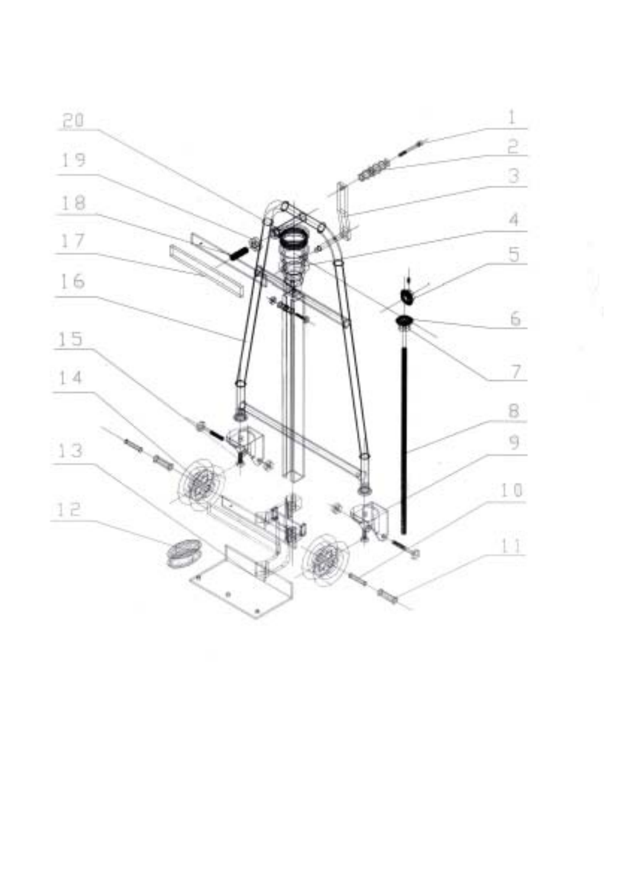20

19

18

17

16

15

14

13

12

1

2

3

4

5

6

7

8

9

10

11